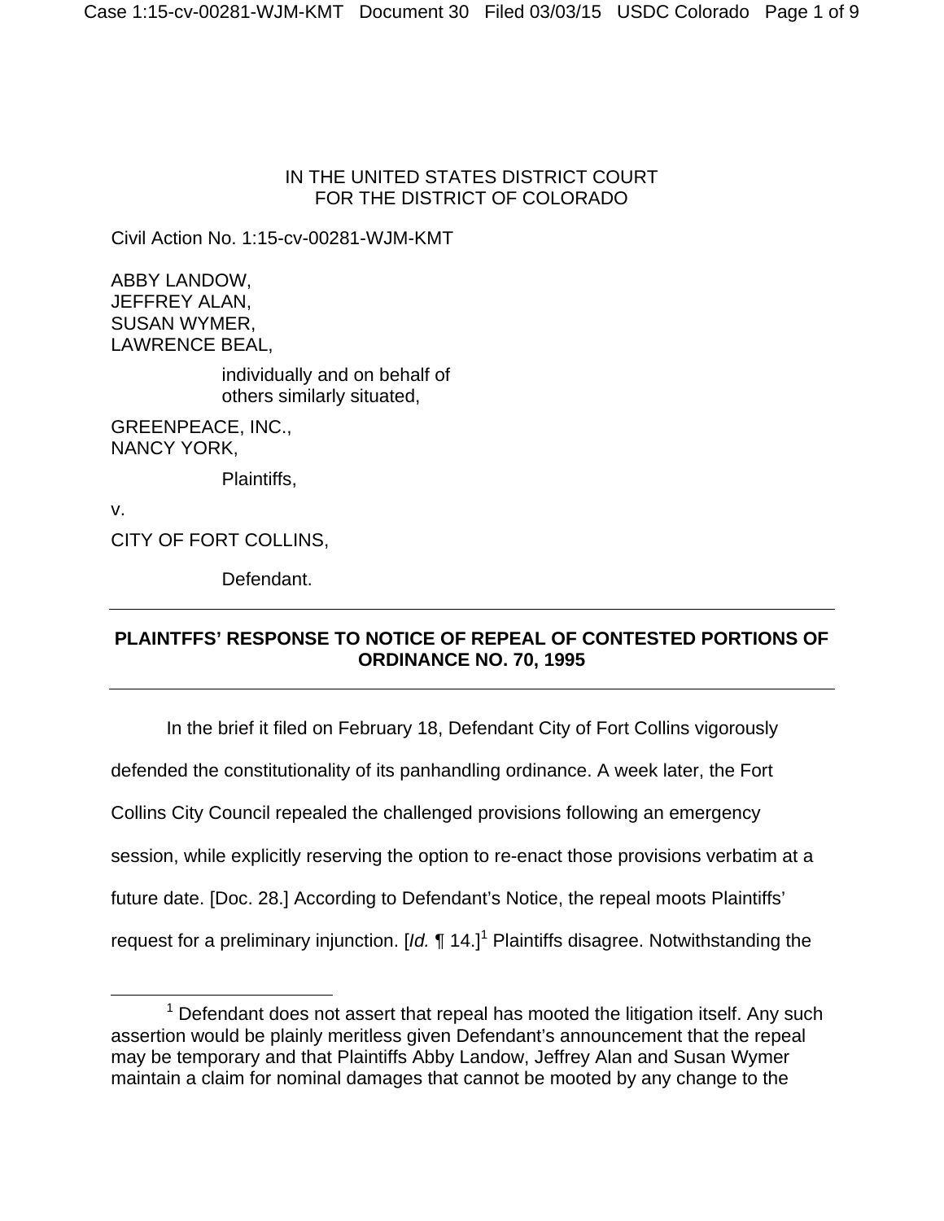IN THE UNITED STATES DISTRICT COURT
FOR THE DISTRICT OF COLORADO

Civil Action No. 1:15-cv-00281-WJM-KMT

ABBY LANDOW,
JEFFREY ALAN,
SUSAN WYMER,
LAWRENCE BEAL,

individually and on behalf of
others similarly situated,

GREENPEACE, INC.,
NANCY YORK,

Plaintiffs,

v.

CITY OF FORT COLLINS,

Defendant.

---

**PLAINTFFS' RESPONSE TO NOTICE OF REPEAL OF CONTESTED PORTIONS OF ORDINANCE NO. 70, 1995**

---

In the brief it filed on February 18, Defendant City of Fort Collins vigorously defended the constitutionality of its panhandling ordinance. A week later, the Fort Collins City Council repealed the challenged provisions following an emergency session, while explicitly reserving the option to re-enact those provisions verbatim at a future date. [Doc. 28.] According to Defendant's Notice, the repeal moots Plaintiffs' request for a preliminary injunction. [*Id.* ¶ 14.][1] Plaintiffs disagree. Notwithstanding the

[1] Defendant does not assert that repeal has mooted the litigation itself. Any such assertion would be plainly meritless given Defendant's announcement that the repeal may be temporary and that Plaintiffs Abby Landow, Jeffrey Alan and Susan Wymer maintain a claim for nominal damages that cannot be mooted by any change to the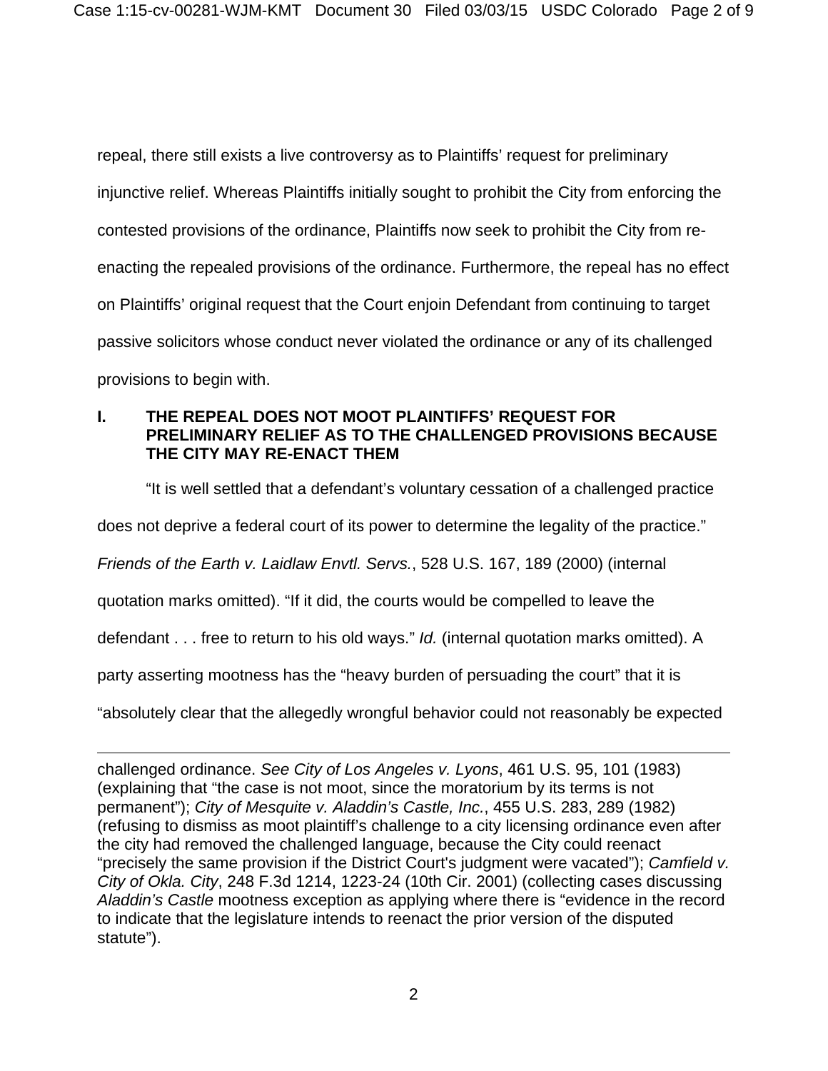repeal, there still exists a live controversy as to Plaintiffs' request for preliminary injunctive relief. Whereas Plaintiffs initially sought to prohibit the City from enforcing the contested provisions of the ordinance, Plaintiffs now seek to prohibit the City from re-enacting the repealed provisions of the ordinance. Furthermore, the repeal has no effect on Plaintiffs' original request that the Court enjoin Defendant from continuing to target passive solicitors whose conduct never violated the ordinance or any of its challenged provisions to begin with.

## I. THE REPEAL DOES NOT MOOT PLAINTIFFS' REQUEST FOR PRELIMINARY RELIEF AS TO THE CHALLENGED PROVISIONS BECAUSE THE CITY MAY RE-ENACT THEM

"It is well settled that a defendant's voluntary cessation of a challenged practice does not deprive a federal court of its power to determine the legality of the practice." *Friends of the Earth v. Laidlaw Envtl. Servs.*, 528 U.S. 167, 189 (2000) (internal quotation marks omitted). "If it did, the courts would be compelled to leave the defendant . . . free to return to his old ways." *Id.* (internal quotation marks omitted). A party asserting mootness has the "heavy burden of persuading the court" that it is "absolutely clear that the allegedly wrongful behavior could not reasonably be expected

---

challenged ordinance. *See City of Los Angeles v. Lyons*, 461 U.S. 95, 101 (1983) (explaining that "the case is not moot, since the moratorium by its terms is not permanent"); *City of Mesquite v. Aladdin's Castle, Inc.*, 455 U.S. 283, 289 (1982) (refusing to dismiss as moot plaintiff's challenge to a city licensing ordinance even after the city had removed the challenged language, because the City could reenact "precisely the same provision if the District Court's judgment were vacated"); *Camfield v. City of Okla. City*, 248 F.3d 1214, 1223-24 (10th Cir. 2001) (collecting cases discussing *Aladdin's Castle* mootness exception as applying where there is "evidence in the record to indicate that the legislature intends to reenact the prior version of the disputed statute").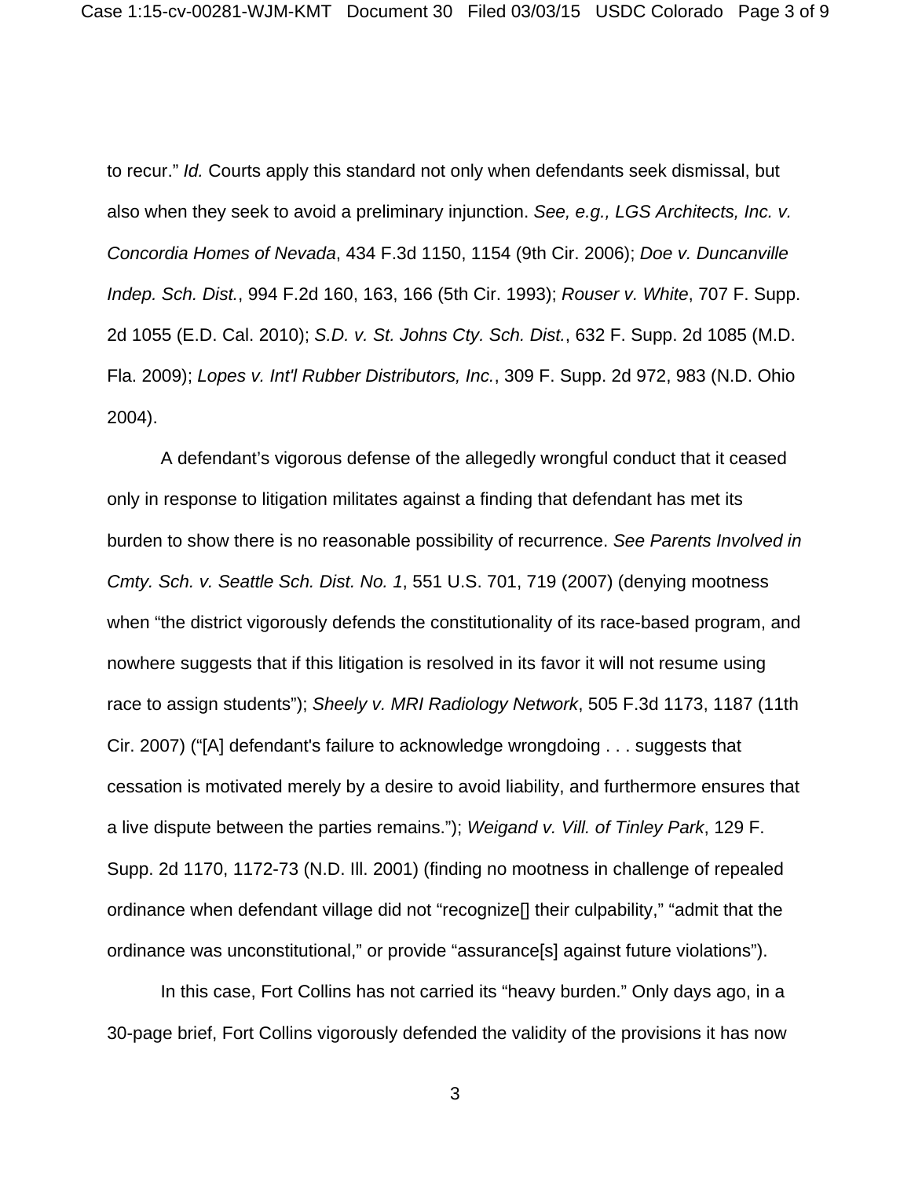to recur." *Id.* Courts apply this standard not only when defendants seek dismissal, but also when they seek to avoid a preliminary injunction. *See, e.g., LGS Architects, Inc. v. Concordia Homes of Nevada*, 434 F.3d 1150, 1154 (9th Cir. 2006); *Doe v. Duncanville Indep. Sch. Dist.*, 994 F.2d 160, 163, 166 (5th Cir. 1993); *Rouser v. White*, 707 F. Supp. 2d 1055 (E.D. Cal. 2010); *S.D. v. St. Johns Cty. Sch. Dist.*, 632 F. Supp. 2d 1085 (M.D. Fla. 2009); *Lopes v. Int'l Rubber Distributors, Inc.*, 309 F. Supp. 2d 972, 983 (N.D. Ohio 2004).

A defendant's vigorous defense of the allegedly wrongful conduct that it ceased only in response to litigation militates against a finding that defendant has met its burden to show there is no reasonable possibility of recurrence. *See Parents Involved in Cmty. Sch. v. Seattle Sch. Dist. No. 1*, 551 U.S. 701, 719 (2007) (denying mootness when "the district vigorously defends the constitutionality of its race-based program, and nowhere suggests that if this litigation is resolved in its favor it will not resume using race to assign students"); *Sheely v. MRI Radiology Network*, 505 F.3d 1173, 1187 (11th Cir. 2007) ("[A] defendant's failure to acknowledge wrongdoing . . . suggests that cessation is motivated merely by a desire to avoid liability, and furthermore ensures that a live dispute between the parties remains."); *Weigand v. Vill. of Tinley Park*, 129 F. Supp. 2d 1170, 1172-73 (N.D. Ill. 2001) (finding no mootness in challenge of repealed ordinance when defendant village did not "recognize[] their culpability," "admit that the ordinance was unconstitutional," or provide "assurance[s] against future violations").

In this case, Fort Collins has not carried its "heavy burden." Only days ago, in a 30-page brief, Fort Collins vigorously defended the validity of the provisions it has now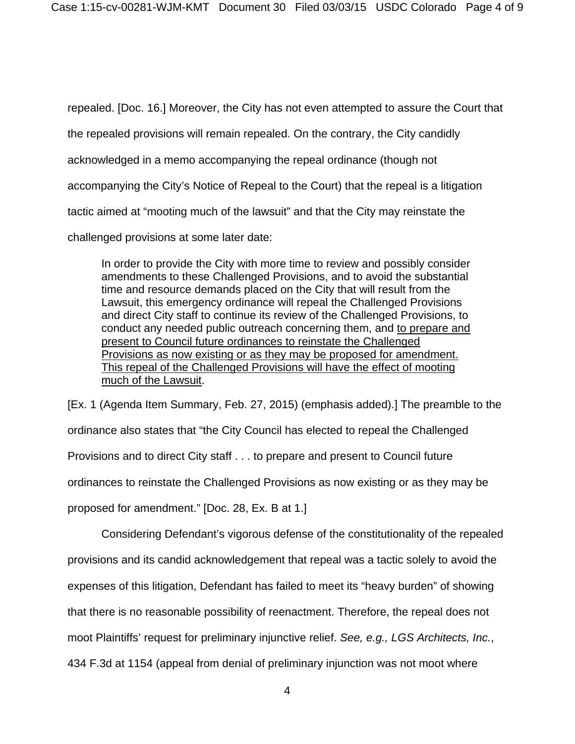repealed. [Doc. 16.] Moreover, the City has not even attempted to assure the Court that the repealed provisions will remain repealed. On the contrary, the City candidly acknowledged in a memo accompanying the repeal ordinance (though not accompanying the City's Notice of Repeal to the Court) that the repeal is a litigation tactic aimed at "mooting much of the lawsuit" and that the City may reinstate the challenged provisions at some later date:

> In order to provide the City with more time to review and possibly consider amendments to these Challenged Provisions, and to avoid the substantial time and resource demands placed on the City that will result from the Lawsuit, this emergency ordinance will repeal the Challenged Provisions and direct City staff to continue its review of the Challenged Provisions, to conduct any needed public outreach concerning them, and <u>to prepare and present to Council future ordinances to reinstate the Challenged Provisions as now existing or as they may be proposed for amendment. This repeal of the Challenged Provisions will have the effect of mooting much of the Lawsuit</u>.

[Ex. 1 (Agenda Item Summary, Feb. 27, 2015) (emphasis added).] The preamble to the ordinance also states that "the City Council has elected to repeal the Challenged Provisions and to direct City staff . . . to prepare and present to Council future ordinances to reinstate the Challenged Provisions as now existing or as they may be proposed for amendment." [Doc. 28, Ex. B at 1.]

Considering Defendant's vigorous defense of the constitutionality of the repealed provisions and its candid acknowledgement that repeal was a tactic solely to avoid the expenses of this litigation, Defendant has failed to meet its "heavy burden" of showing that there is no reasonable possibility of reenactment. Therefore, the repeal does not moot Plaintiffs' request for preliminary injunctive relief. *See, e.g., LGS Architects, Inc.*, 434 F.3d at 1154 (appeal from denial of preliminary injunction was not moot where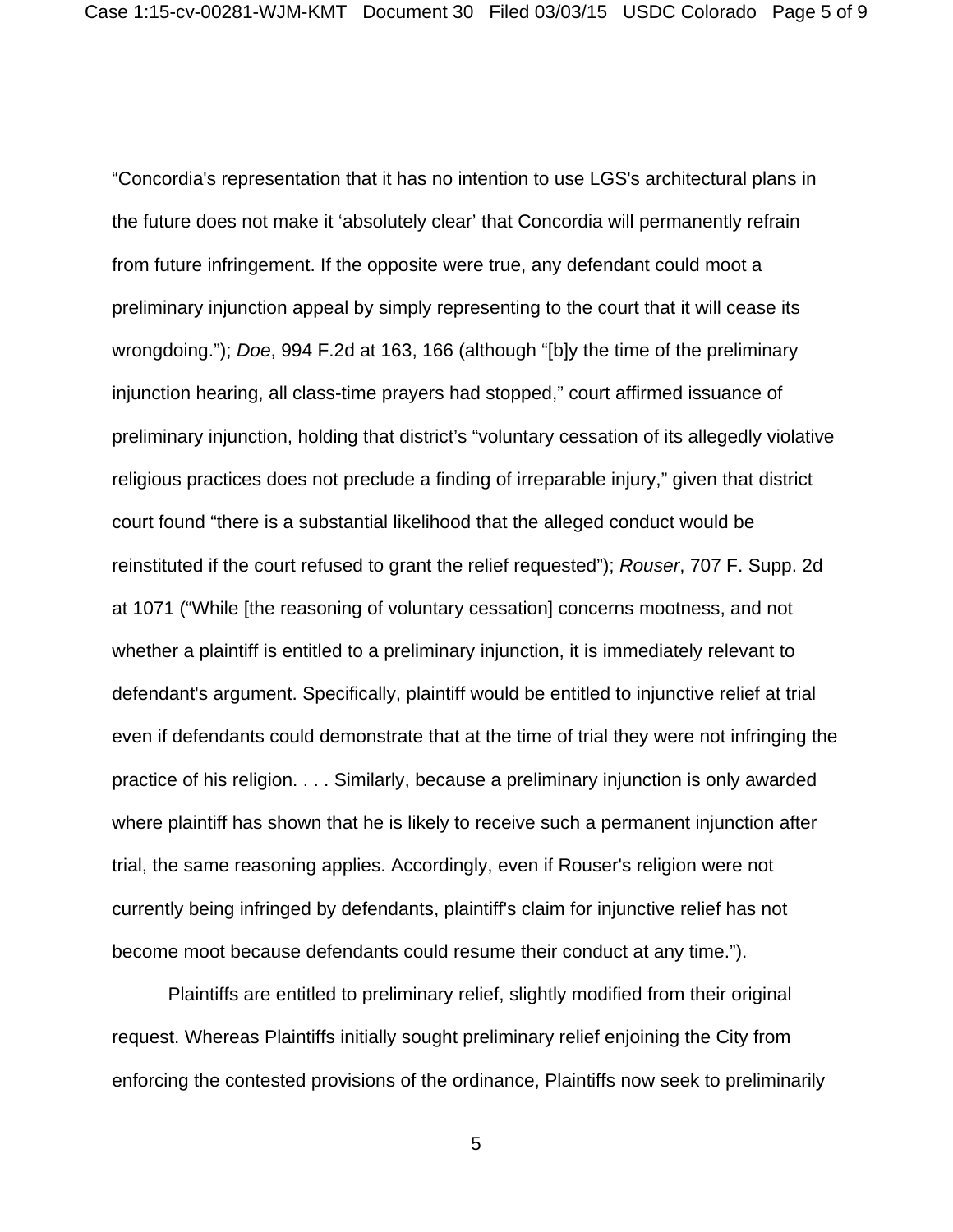"Concordia's representation that it has no intention to use LGS's architectural plans in the future does not make it 'absolutely clear' that Concordia will permanently refrain from future infringement. If the opposite were true, any defendant could moot a preliminary injunction appeal by simply representing to the court that it will cease its wrongdoing."); *Doe*, 994 F.2d at 163, 166 (although "[b]y the time of the preliminary injunction hearing, all class-time prayers had stopped," court affirmed issuance of preliminary injunction, holding that district's "voluntary cessation of its allegedly violative religious practices does not preclude a finding of irreparable injury," given that district court found "there is a substantial likelihood that the alleged conduct would be reinstituted if the court refused to grant the relief requested"); *Rouser*, 707 F. Supp. 2d at 1071 ("While [the reasoning of voluntary cessation] concerns mootness, and not whether a plaintiff is entitled to a preliminary injunction, it is immediately relevant to defendant's argument. Specifically, plaintiff would be entitled to injunctive relief at trial even if defendants could demonstrate that at the time of trial they were not infringing the practice of his religion. . . . Similarly, because a preliminary injunction is only awarded where plaintiff has shown that he is likely to receive such a permanent injunction after trial, the same reasoning applies. Accordingly, even if Rouser's religion were not currently being infringed by defendants, plaintiff's claim for injunctive relief has not become moot because defendants could resume their conduct at any time.").

Plaintiffs are entitled to preliminary relief, slightly modified from their original request. Whereas Plaintiffs initially sought preliminary relief enjoining the City from enforcing the contested provisions of the ordinance, Plaintiffs now seek to preliminarily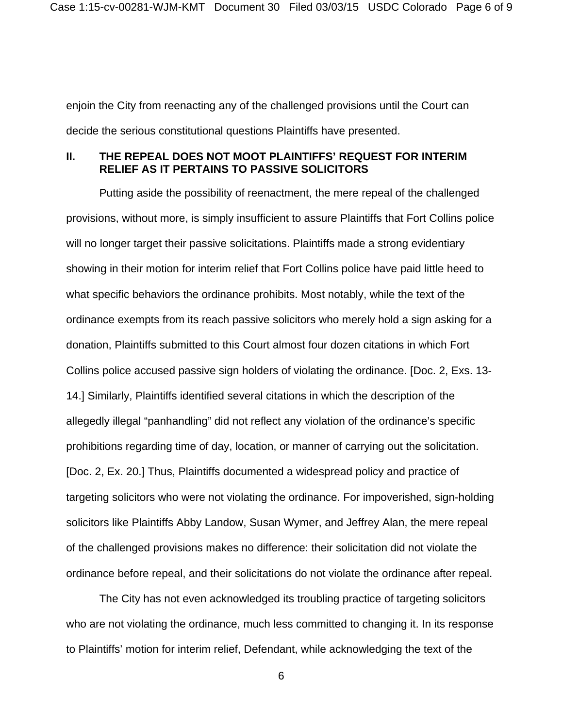enjoin the City from reenacting any of the challenged provisions until the Court can decide the serious constitutional questions Plaintiffs have presented.

## II. THE REPEAL DOES NOT MOOT PLAINTIFFS' REQUEST FOR INTERIM RELIEF AS IT PERTAINS TO PASSIVE SOLICITORS

Putting aside the possibility of reenactment, the mere repeal of the challenged provisions, without more, is simply insufficient to assure Plaintiffs that Fort Collins police will no longer target their passive solicitations. Plaintiffs made a strong evidentiary showing in their motion for interim relief that Fort Collins police have paid little heed to what specific behaviors the ordinance prohibits. Most notably, while the text of the ordinance exempts from its reach passive solicitors who merely hold a sign asking for a donation, Plaintiffs submitted to this Court almost four dozen citations in which Fort Collins police accused passive sign holders of violating the ordinance. [Doc. 2, Exs. 13-14.] Similarly, Plaintiffs identified several citations in which the description of the allegedly illegal "panhandling" did not reflect any violation of the ordinance's specific prohibitions regarding time of day, location, or manner of carrying out the solicitation. [Doc. 2, Ex. 20.] Thus, Plaintiffs documented a widespread policy and practice of targeting solicitors who were not violating the ordinance. For impoverished, sign-holding solicitors like Plaintiffs Abby Landow, Susan Wymer, and Jeffrey Alan, the mere repeal of the challenged provisions makes no difference: their solicitation did not violate the ordinance before repeal, and their solicitations do not violate the ordinance after repeal.

The City has not even acknowledged its troubling practice of targeting solicitors who are not violating the ordinance, much less committed to changing it. In its response to Plaintiffs' motion for interim relief, Defendant, while acknowledging the text of the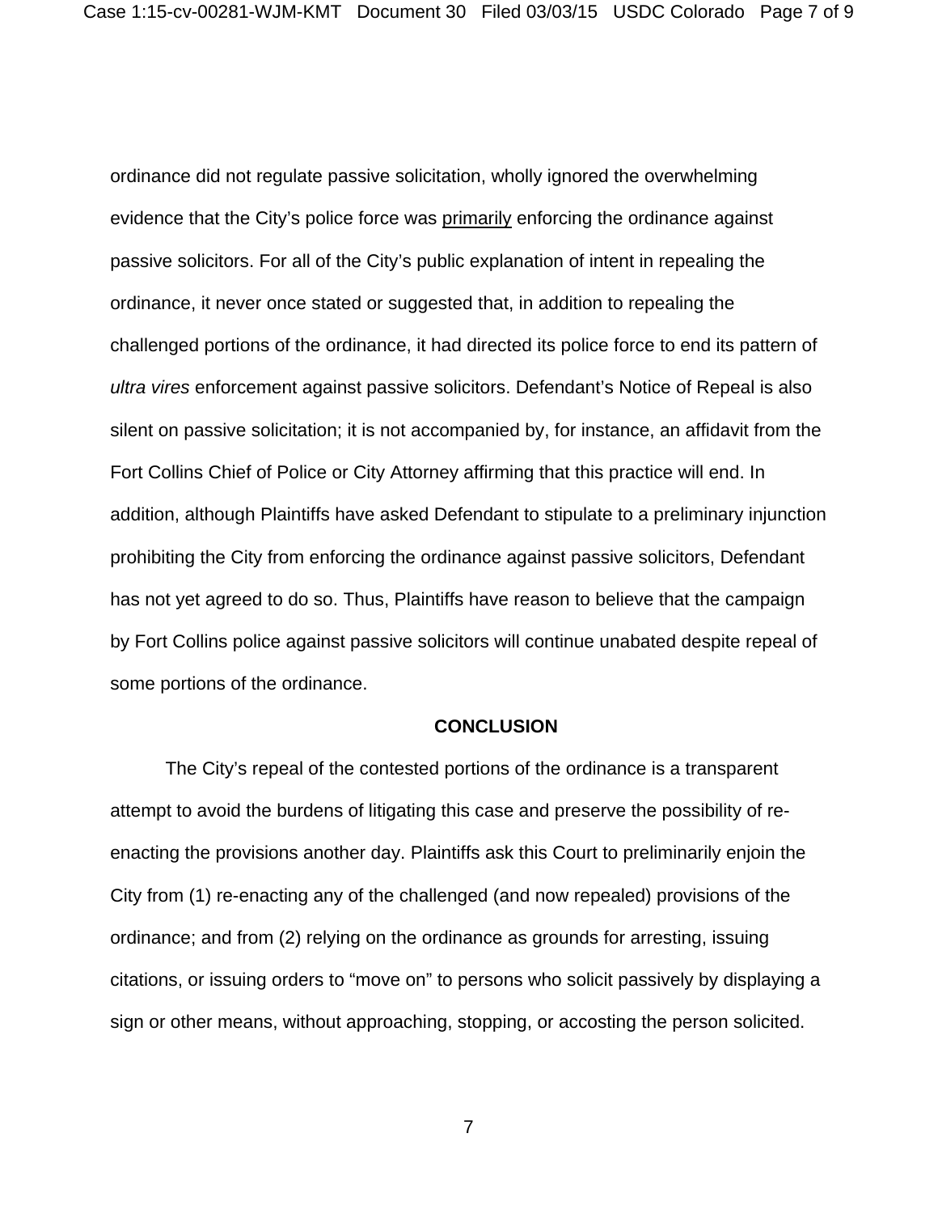ordinance did not regulate passive solicitation, wholly ignored the overwhelming evidence that the City's police force was <u>primarily</u> enforcing the ordinance against passive solicitors. For all of the City's public explanation of intent in repealing the ordinance, it never once stated or suggested that, in addition to repealing the challenged portions of the ordinance, it had directed its police force to end its pattern of *ultra vires* enforcement against passive solicitors. Defendant's Notice of Repeal is also silent on passive solicitation; it is not accompanied by, for instance, an affidavit from the Fort Collins Chief of Police or City Attorney affirming that this practice will end. In addition, although Plaintiffs have asked Defendant to stipulate to a preliminary injunction prohibiting the City from enforcing the ordinance against passive solicitors, Defendant has not yet agreed to do so. Thus, Plaintiffs have reason to believe that the campaign by Fort Collins police against passive solicitors will continue unabated despite repeal of some portions of the ordinance.

## CONCLUSION

The City's repeal of the contested portions of the ordinance is a transparent attempt to avoid the burdens of litigating this case and preserve the possibility of re-enacting the provisions another day. Plaintiffs ask this Court to preliminarily enjoin the City from (1) re-enacting any of the challenged (and now repealed) provisions of the ordinance; and from (2) relying on the ordinance as grounds for arresting, issuing citations, or issuing orders to "move on" to persons who solicit passively by displaying a sign or other means, without approaching, stopping, or accosting the person solicited.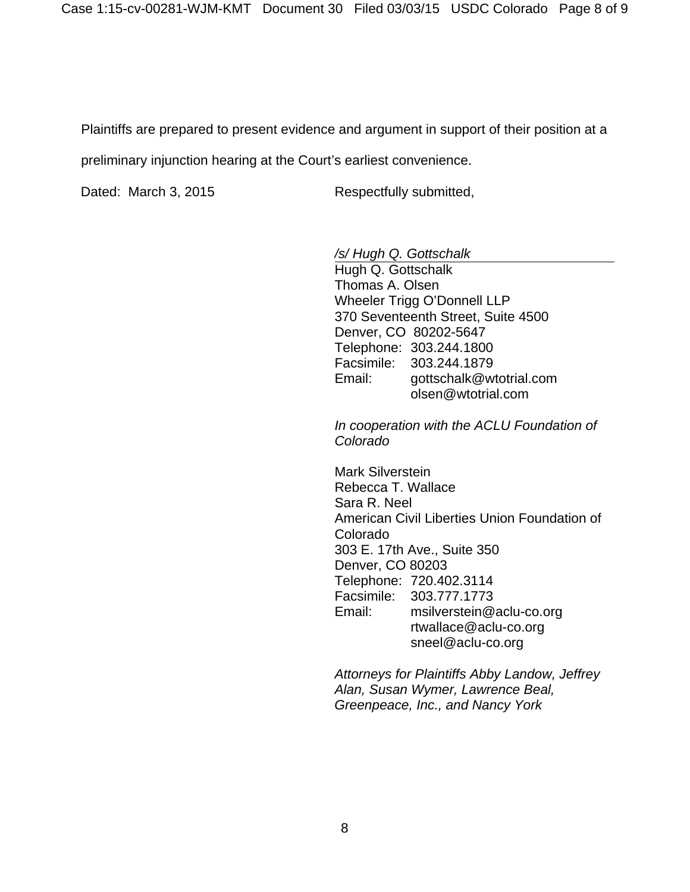Plaintiffs are prepared to present evidence and argument in support of their position at a preliminary injunction hearing at the Court's earliest convenience.

Dated: March 3, 2015

Respectfully submitted,

*/s/ Hugh Q. Gottschalk*
Hugh Q. Gottschalk
Thomas A. Olsen
Wheeler Trigg O'Donnell LLP
370 Seventeenth Street, Suite 4500
Denver, CO 80202-5647
Telephone: 303.244.1800
Facsimile: 303.244.1879
Email: gottschalk@wtotrial.com
olsen@wtotrial.com

*In cooperation with the ACLU Foundation of Colorado*

Mark Silverstein
Rebecca T. Wallace
Sara R. Neel
American Civil Liberties Union Foundation of Colorado
303 E. 17th Ave., Suite 350
Denver, CO 80203
Telephone: 720.402.3114
Facsimile: 303.777.1773
Email: msilverstein@aclu-co.org
rtwallace@aclu-co.org
sneel@aclu-co.org

*Attorneys for Plaintiffs Abby Landow, Jeffrey Alan, Susan Wymer, Lawrence Beal, Greenpeace, Inc., and Nancy York*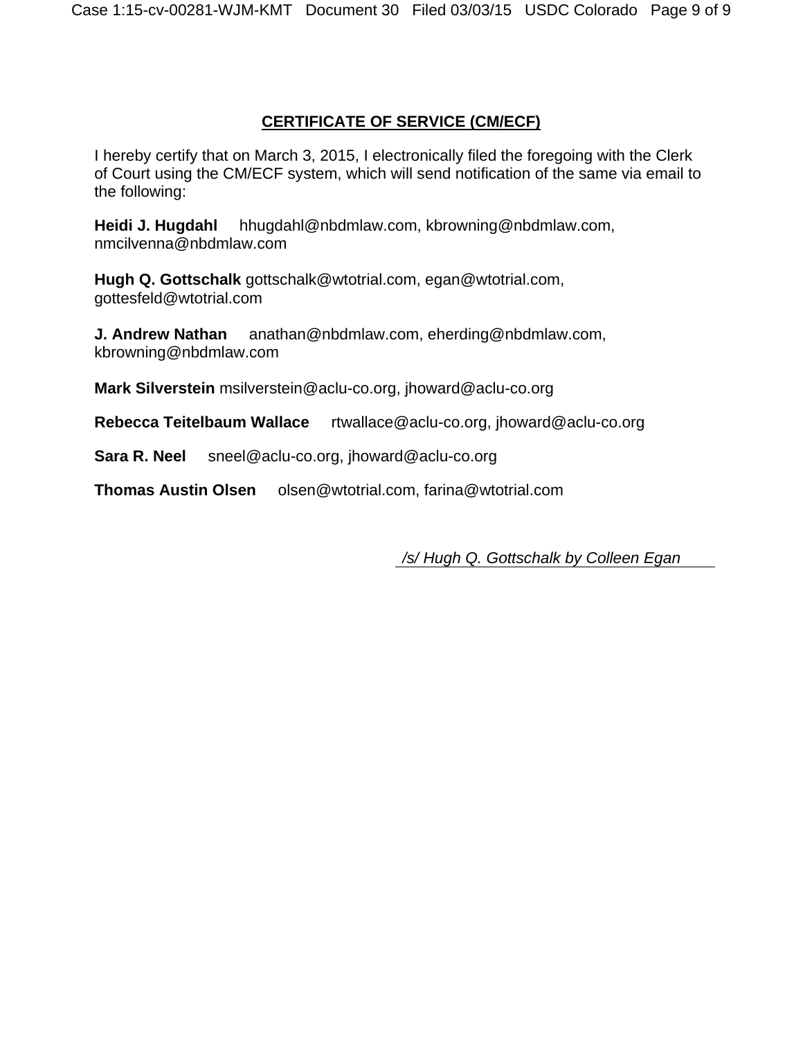## CERTIFICATE OF SERVICE (CM/ECF)

I hereby certify that on March 3, 2015, I electronically filed the foregoing with the Clerk of Court using the CM/ECF system, which will send notification of the same via email to the following:

**Heidi J. Hugdahl** hhugdahl@nbdmlaw.com, kbrowning@nbdmlaw.com, nmcilvenna@nbdmlaw.com

**Hugh Q. Gottschalk** gottschalk@wtotrial.com, egan@wtotrial.com, gottesfeld@wtotrial.com

**J. Andrew Nathan** anathan@nbdmlaw.com, eherding@nbdmlaw.com, kbrowning@nbdmlaw.com

**Mark Silverstein** msilverstein@aclu-co.org, jhoward@aclu-co.org

**Rebecca Teitelbaum Wallace** rtwallace@aclu-co.org, jhoward@aclu-co.org

**Sara R. Neel** sneel@aclu-co.org, jhoward@aclu-co.org

**Thomas Austin Olsen** olsen@wtotrial.com, farina@wtotrial.com

*/s/ Hugh Q. Gottschalk by Colleen Egan*